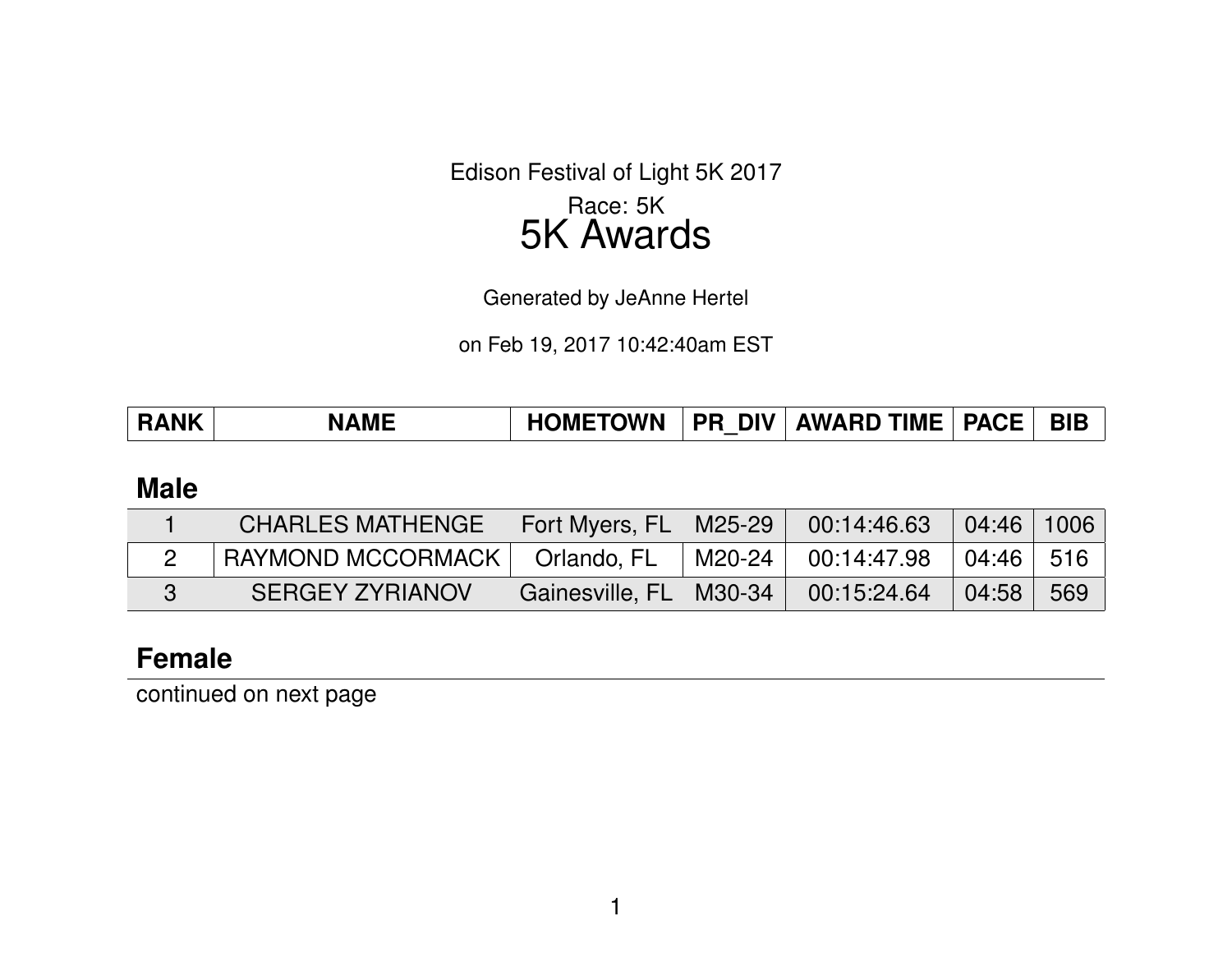Edison Festival of Light 5K 2017

Race: 5K

# 5K Awards

Generated by JeAnne Hertel

on Feb 19, 2017 10:42:40am EST

| RANK | NAME | HOMETOWN | PR_DIV | AWARD TIME | PACE | BIB |
|---|---|---|---|---|---|---|

## Male

| RANK | NAME | HOMETOWN | PR_DIV | AWARD TIME | PACE | BIB |
|---|---|---|---|---|---|---|
| 1 | CHARLES MATHENGE | Fort Myers, FL | M25-29 | 00:14:46.63 | 04:46 | 1006 |
| 2 | RAYMOND MCCORMACK | Orlando, FL | M20-24 | 00:14:47.98 | 04:46 | 516 |
| 3 | SERGEY ZYRIANOV | Gainesville, FL | M30-34 | 00:15:24.64 | 04:58 | 569 |

## Female

continued on next page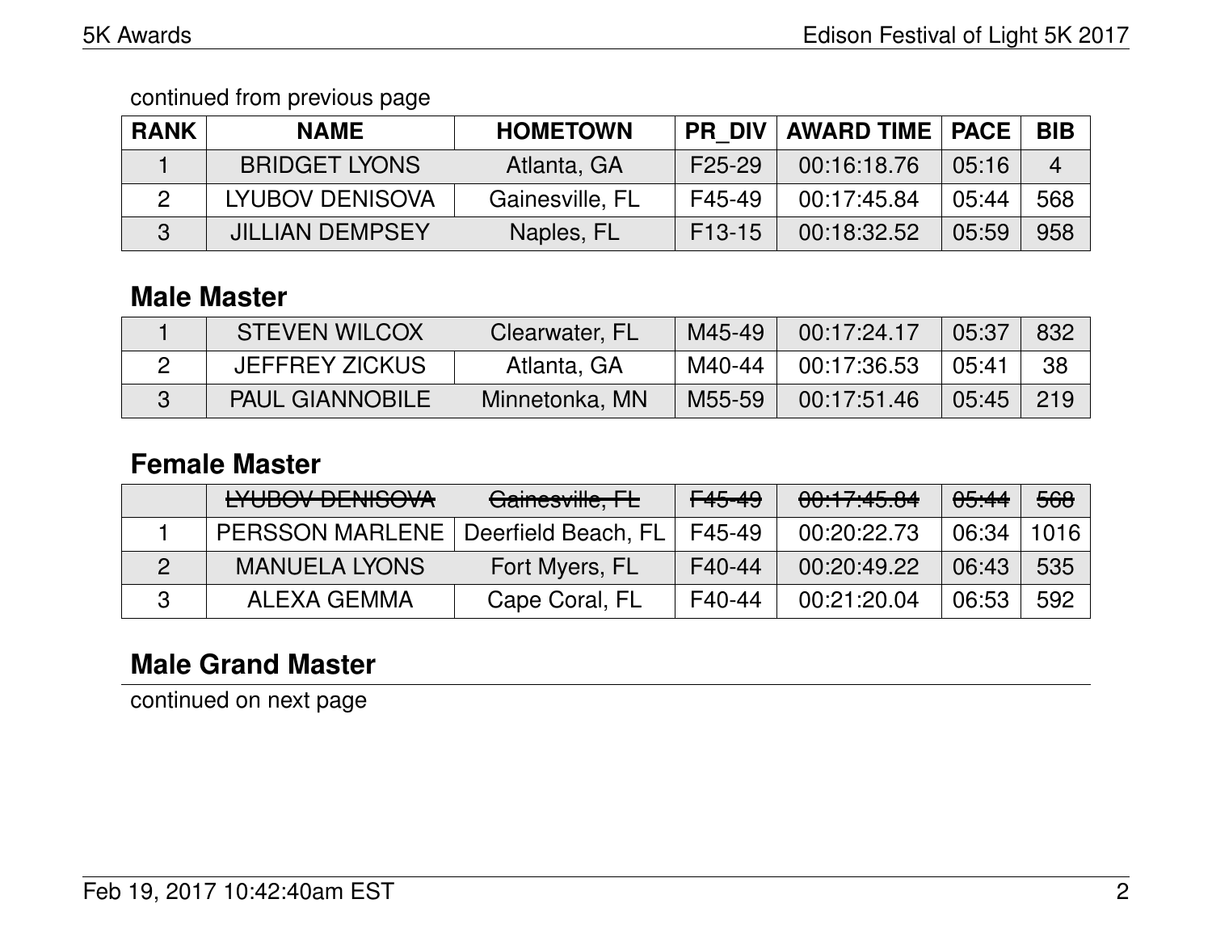continued from previous page

| RANK | NAME | HOMETOWN | PR_DIV | AWARD TIME | PACE | BIB |
|---|---|---|---|---|---|---|
| 1 | BRIDGET LYONS | Atlanta, GA | F25-29 | 00:16:18.76 | 05:16 | 4 |
| 2 | LYUBOV DENISOVA | Gainesville, FL | F45-49 | 00:17:45.84 | 05:44 | 568 |
| 3 | JILLIAN DEMPSEY | Naples, FL | F13-15 | 00:18:32.52 | 05:59 | 958 |

## Male Master

| RANK | NAME | HOMETOWN | PR_DIV | AWARD TIME | PACE | BIB |
|---|---|---|---|---|---|---|
| 1 | STEVEN WILCOX | Clearwater, FL | M45-49 | 00:17:24.17 | 05:37 | 832 |
| 2 | JEFFREY ZICKUS | Atlanta, GA | M40-44 | 00:17:36.53 | 05:41 | 38 |
| 3 | PAUL GIANNOBILE | Minnetonka, MN | M55-59 | 00:17:51.46 | 05:45 | 219 |

## Female Master

| RANK | NAME | HOMETOWN | PR_DIV | AWARD TIME | PACE | BIB |
|---|---|---|---|---|---|---|
| | ~~LYUBOV DENISOVA~~ | ~~Gainesville, FL~~ | ~~F45-49~~ | ~~00:17:45.84~~ | ~~05:44~~ | ~~568~~ |
| 1 | PERSSON MARLENE | Deerfield Beach, FL | F45-49 | 00:20:22.73 | 06:34 | 1016 |
| 2 | MANUELA LYONS | Fort Myers, FL | F40-44 | 00:20:49.22 | 06:43 | 535 |
| 3 | ALEXA GEMMA | Cape Coral, FL | F40-44 | 00:21:20.04 | 06:53 | 592 |

## Male Grand Master

continued on next page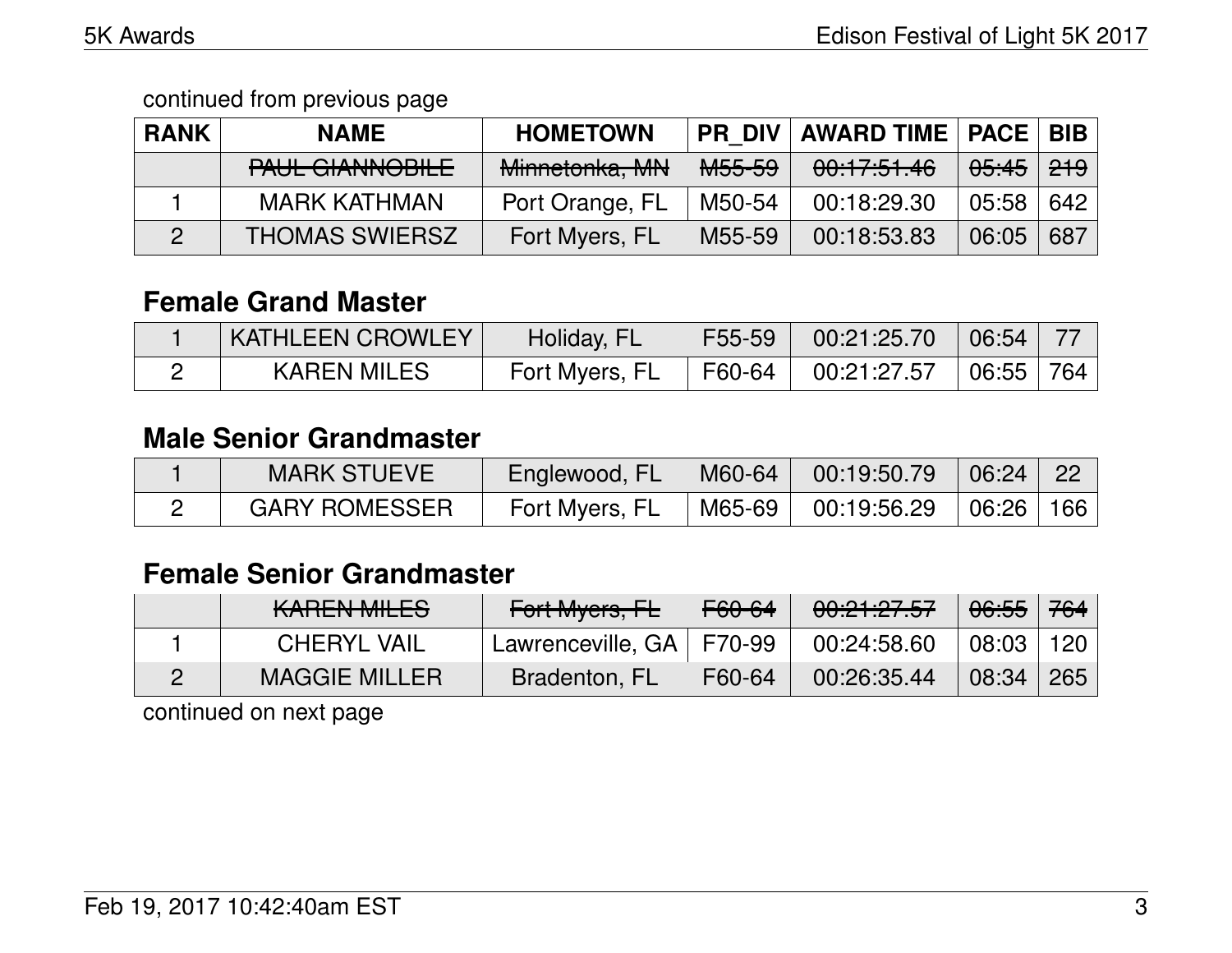continued from previous page

| RANK | NAME | HOMETOWN | PR_DIV | AWARD TIME | PACE | BIB |
|---|---|---|---|---|---|---|
| | ~~PAUL GIANNOBILE~~ | ~~Minnetonka, MN~~ | ~~M55-59~~ | ~~00:17:51.46~~ | ~~05:45~~ | ~~219~~ |
| 1 | MARK KATHMAN | Port Orange, FL | M50-54 | 00:18:29.30 | 05:58 | 642 |
| 2 | THOMAS SWIERSZ | Fort Myers, FL | M55-59 | 00:18:53.83 | 06:05 | 687 |

## Female Grand Master

| RANK | NAME | HOMETOWN | PR_DIV | AWARD TIME | PACE | BIB |
|---|---|---|---|---|---|---|
| 1 | KATHLEEN CROWLEY | Holiday, FL | F55-59 | 00:21:25.70 | 06:54 | 77 |
| 2 | KAREN MILES | Fort Myers, FL | F60-64 | 00:21:27.57 | 06:55 | 764 |

## Male Senior Grandmaster

| RANK | NAME | HOMETOWN | PR_DIV | AWARD TIME | PACE | BIB |
|---|---|---|---|---|---|---|
| 1 | MARK STUEVE | Englewood, FL | M60-64 | 00:19:50.79 | 06:24 | 22 |
| 2 | GARY ROMESSER | Fort Myers, FL | M65-69 | 00:19:56.29 | 06:26 | 166 |

## Female Senior Grandmaster

| RANK | NAME | HOMETOWN | PR_DIV | AWARD TIME | PACE | BIB |
|---|---|---|---|---|---|---|
| | ~~KAREN MILES~~ | ~~Fort Myers, FL~~ | ~~F60-64~~ | ~~00:21:27.57~~ | ~~06:55~~ | ~~764~~ |
| 1 | CHERYL VAIL | Lawrenceville, GA | F70-99 | 00:24:58.60 | 08:03 | 120 |
| 2 | MAGGIE MILLER | Bradenton, FL | F60-64 | 00:26:35.44 | 08:34 | 265 |

continued on next page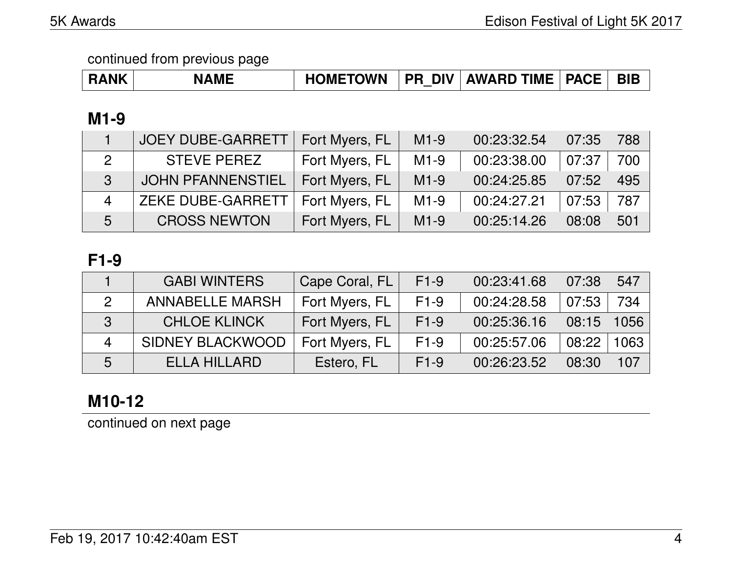continued from previous page

| RANK | NAME | HOMETOWN | PR_DIV | AWARD TIME | PACE | BIB |
|---|---|---|---|---|---|---|

## M1-9

| RANK | NAME | HOMETOWN | PR_DIV | AWARD TIME | PACE | BIB |
|---|---|---|---|---|---|---|
| 1 | JOEY DUBE-GARRETT | Fort Myers, FL | M1-9 | 00:23:32.54 | 07:35 | 788 |
| 2 | STEVE PEREZ | Fort Myers, FL | M1-9 | 00:23:38.00 | 07:37 | 700 |
| 3 | JOHN PFANNENSTIEL | Fort Myers, FL | M1-9 | 00:24:25.85 | 07:52 | 495 |
| 4 | ZEKE DUBE-GARRETT | Fort Myers, FL | M1-9 | 00:24:27.21 | 07:53 | 787 |
| 5 | CROSS NEWTON | Fort Myers, FL | M1-9 | 00:25:14.26 | 08:08 | 501 |

## F1-9

| RANK | NAME | HOMETOWN | PR_DIV | AWARD TIME | PACE | BIB |
|---|---|---|---|---|---|---|
| 1 | GABI WINTERS | Cape Coral, FL | F1-9 | 00:23:41.68 | 07:38 | 547 |
| 2 | ANNABELLE MARSH | Fort Myers, FL | F1-9 | 00:24:28.58 | 07:53 | 734 |
| 3 | CHLOE KLINCK | Fort Myers, FL | F1-9 | 00:25:36.16 | 08:15 | 1056 |
| 4 | SIDNEY BLACKWOOD | Fort Myers, FL | F1-9 | 00:25:57.06 | 08:22 | 1063 |
| 5 | ELLA HILLARD | Estero, FL | F1-9 | 00:26:23.52 | 08:30 | 107 |

## M10-12

continued on next page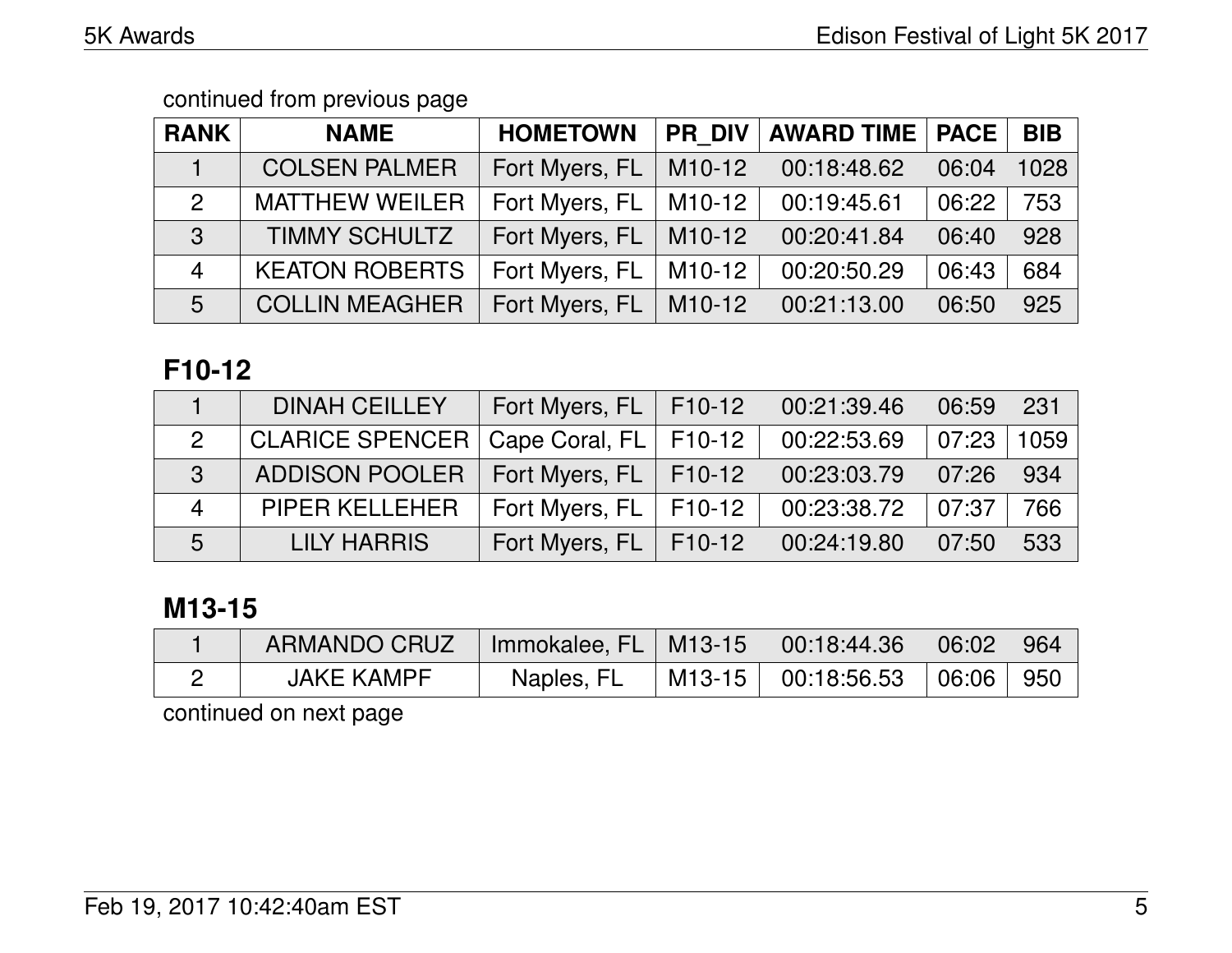continued from previous page

| RANK | NAME | HOMETOWN | PR_DIV | AWARD TIME | PACE | BIB |
|---|---|---|---|---|---|---|
| 1 | COLSEN PALMER | Fort Myers, FL | M10-12 | 00:18:48.62 | 06:04 | 1028 |
| 2 | MATTHEW WEILER | Fort Myers, FL | M10-12 | 00:19:45.61 | 06:22 | 753 |
| 3 | TIMMY SCHULTZ | Fort Myers, FL | M10-12 | 00:20:41.84 | 06:40 | 928 |
| 4 | KEATON ROBERTS | Fort Myers, FL | M10-12 | 00:20:50.29 | 06:43 | 684 |
| 5 | COLLIN MEAGHER | Fort Myers, FL | M10-12 | 00:21:13.00 | 06:50 | 925 |

## F10-12

| RANK | NAME | HOMETOWN | PR_DIV | AWARD TIME | PACE | BIB |
|---|---|---|---|---|---|---|
| 1 | DINAH CEILLEY | Fort Myers, FL | F10-12 | 00:21:39.46 | 06:59 | 231 |
| 2 | CLARICE SPENCER | Cape Coral, FL | F10-12 | 00:22:53.69 | 07:23 | 1059 |
| 3 | ADDISON POOLER | Fort Myers, FL | F10-12 | 00:23:03.79 | 07:26 | 934 |
| 4 | PIPER KELLEHER | Fort Myers, FL | F10-12 | 00:23:38.72 | 07:37 | 766 |
| 5 | LILY HARRIS | Fort Myers, FL | F10-12 | 00:24:19.80 | 07:50 | 533 |

## M13-15

| RANK | NAME | HOMETOWN | PR_DIV | AWARD TIME | PACE | BIB |
|---|---|---|---|---|---|---|
| 1 | ARMANDO CRUZ | Immokalee, FL | M13-15 | 00:18:44.36 | 06:02 | 964 |
| 2 | JAKE KAMPF | Naples, FL | M13-15 | 00:18:56.53 | 06:06 | 950 |

continued on next page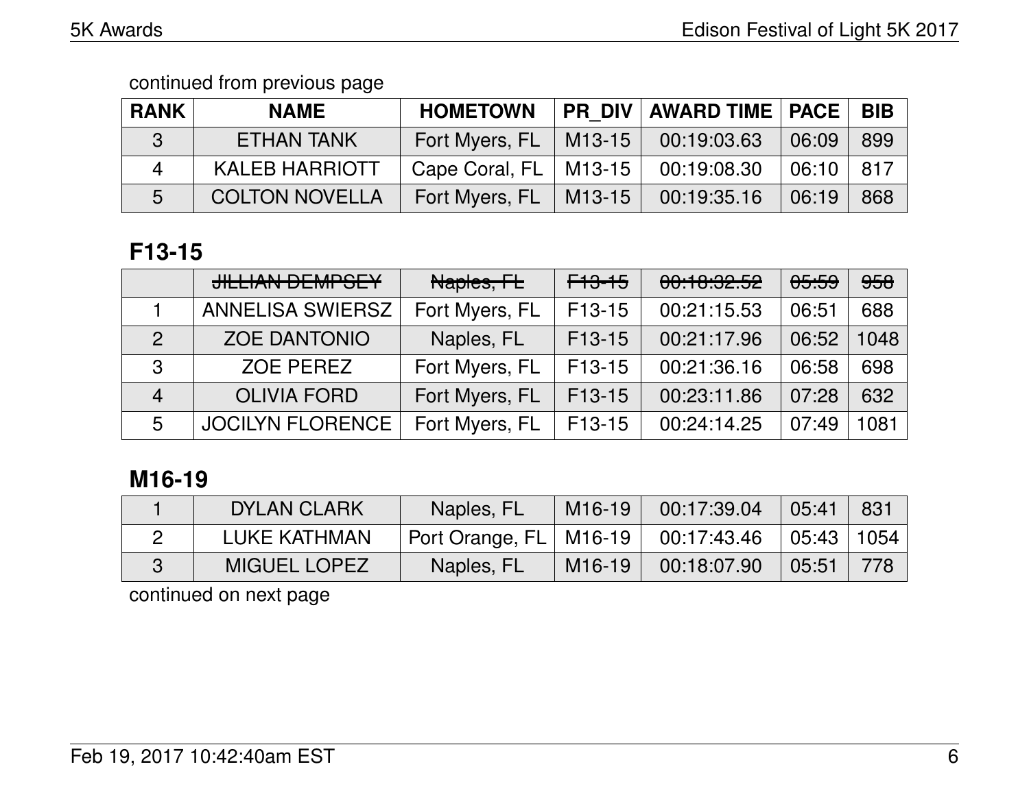continued from previous page

| RANK | NAME | HOMETOWN | PR_DIV | AWARD TIME | PACE | BIB |
|---|---|---|---|---|---|---|
| 3 | ETHAN TANK | Fort Myers, FL | M13-15 | 00:19:03.63 | 06:09 | 899 |
| 4 | KALEB HARRIOTT | Cape Coral, FL | M13-15 | 00:19:08.30 | 06:10 | 817 |
| 5 | COLTON NOVELLA | Fort Myers, FL | M13-15 | 00:19:35.16 | 06:19 | 868 |

## F13-15

| RANK | NAME | HOMETOWN | PR_DIV | AWARD TIME | PACE | BIB |
|---|---|---|---|---|---|---|
| | ~~JILLIAN DEMPSEY~~ | ~~Naples, FL~~ | ~~F13-15~~ | ~~00:18:32.52~~ | ~~05:59~~ | ~~958~~ |
| 1 | ANNELISA SWIERSZ | Fort Myers, FL | F13-15 | 00:21:15.53 | 06:51 | 688 |
| 2 | ZOE DANTONIO | Naples, FL | F13-15 | 00:21:17.96 | 06:52 | 1048 |
| 3 | ZOE PEREZ | Fort Myers, FL | F13-15 | 00:21:36.16 | 06:58 | 698 |
| 4 | OLIVIA FORD | Fort Myers, FL | F13-15 | 00:23:11.86 | 07:28 | 632 |
| 5 | JOCILYN FLORENCE | Fort Myers, FL | F13-15 | 00:24:14.25 | 07:49 | 1081 |

## M16-19

| RANK | NAME | HOMETOWN | PR_DIV | AWARD TIME | PACE | BIB |
|---|---|---|---|---|---|---|
| 1 | DYLAN CLARK | Naples, FL | M16-19 | 00:17:39.04 | 05:41 | 831 |
| 2 | LUKE KATHMAN | Port Orange, FL | M16-19 | 00:17:43.46 | 05:43 | 1054 |
| 3 | MIGUEL LOPEZ | Naples, FL | M16-19 | 00:18:07.90 | 05:51 | 778 |

continued on next page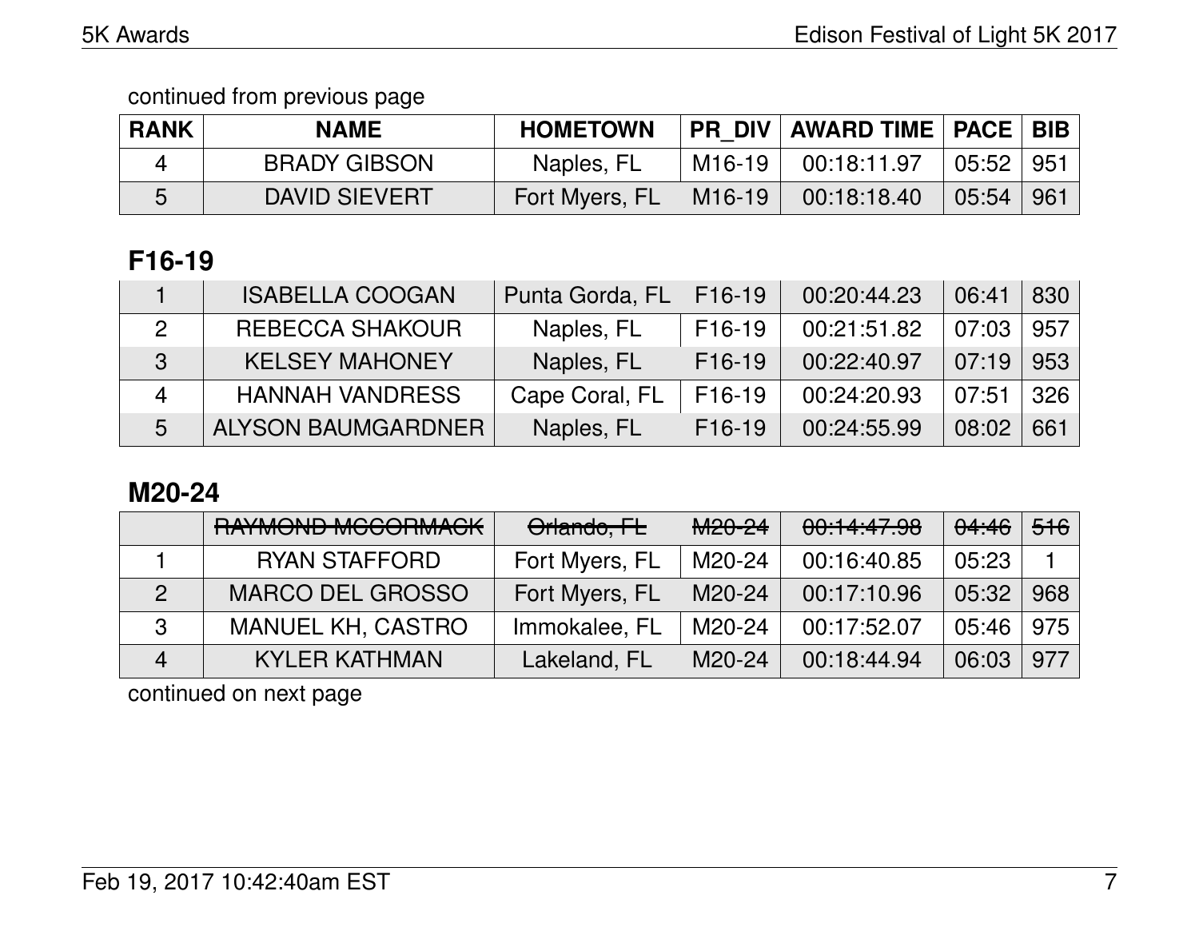continued from previous page

| RANK | NAME | HOMETOWN | PR_DIV | AWARD TIME | PACE | BIB |
|---|---|---|---|---|---|---|
| 4 | BRADY GIBSON | Naples, FL | M16-19 | 00:18:11.97 | 05:52 | 951 |
| 5 | DAVID SIEVERT | Fort Myers, FL | M16-19 | 00:18:18.40 | 05:54 | 961 |

## F16-19

| RANK | NAME | HOMETOWN | PR_DIV | AWARD TIME | PACE | BIB |
|---|---|---|---|---|---|---|
| 1 | ISABELLA COOGAN | Punta Gorda, FL | F16-19 | 00:20:44.23 | 06:41 | 830 |
| 2 | REBECCA SHAKOUR | Naples, FL | F16-19 | 00:21:51.82 | 07:03 | 957 |
| 3 | KELSEY MAHONEY | Naples, FL | F16-19 | 00:22:40.97 | 07:19 | 953 |
| 4 | HANNAH VANDRESS | Cape Coral, FL | F16-19 | 00:24:20.93 | 07:51 | 326 |
| 5 | ALYSON BAUMGARDNER | Naples, FL | F16-19 | 00:24:55.99 | 08:02 | 661 |

## M20-24

| RANK | NAME | HOMETOWN | PR_DIV | AWARD TIME | PACE | BIB |
|---|---|---|---|---|---|---|
| | ~~RAYMOND MCCORMACK~~ | ~~Orlando, FL~~ | ~~M20-24~~ | ~~00:14:47.98~~ | ~~04:46~~ | ~~516~~ |
| 1 | RYAN STAFFORD | Fort Myers, FL | M20-24 | 00:16:40.85 | 05:23 | 1 |
| 2 | MARCO DEL GROSSO | Fort Myers, FL | M20-24 | 00:17:10.96 | 05:32 | 968 |
| 3 | MANUEL KH, CASTRO | Immokalee, FL | M20-24 | 00:17:52.07 | 05:46 | 975 |
| 4 | KYLER KATHMAN | Lakeland, FL | M20-24 | 00:18:44.94 | 06:03 | 977 |

continued on next page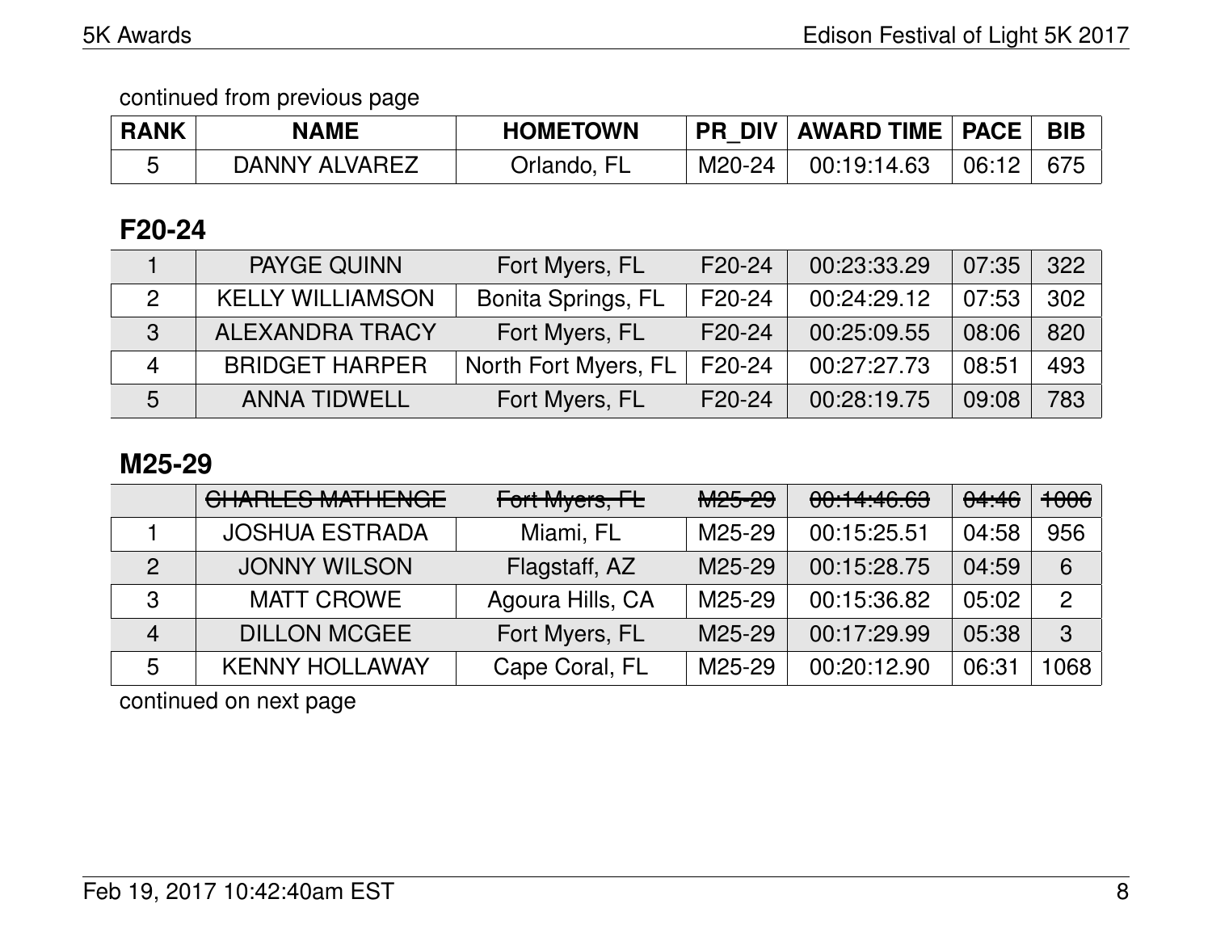continued from previous page

| RANK | NAME | HOMETOWN | PR_DIV | AWARD TIME | PACE | BIB |
|---|---|---|---|---|---|---|
| 5 | DANNY ALVAREZ | Orlando, FL | M20-24 | 00:19:14.63 | 06:12 | 675 |

## F20-24

| RANK | NAME | HOMETOWN | PR_DIV | AWARD TIME | PACE | BIB |
|---|---|---|---|---|---|---|
| 1 | PAYGE QUINN | Fort Myers, FL | F20-24 | 00:23:33.29 | 07:35 | 322 |
| 2 | KELLY WILLIAMSON | Bonita Springs, FL | F20-24 | 00:24:29.12 | 07:53 | 302 |
| 3 | ALEXANDRA TRACY | Fort Myers, FL | F20-24 | 00:25:09.55 | 08:06 | 820 |
| 4 | BRIDGET HARPER | North Fort Myers, FL | F20-24 | 00:27:27.73 | 08:51 | 493 |
| 5 | ANNA TIDWELL | Fort Myers, FL | F20-24 | 00:28:19.75 | 09:08 | 783 |

## M25-29

| RANK | NAME | HOMETOWN | PR_DIV | AWARD TIME | PACE | BIB |
|---|---|---|---|---|---|---|
| | ~~CHARLES MATHENGE~~ | ~~Fort Myers, FL~~ | ~~M25-29~~ | ~~00:14:46.63~~ | ~~04:46~~ | ~~1006~~ |
| 1 | JOSHUA ESTRADA | Miami, FL | M25-29 | 00:15:25.51 | 04:58 | 956 |
| 2 | JONNY WILSON | Flagstaff, AZ | M25-29 | 00:15:28.75 | 04:59 | 6 |
| 3 | MATT CROWE | Agoura Hills, CA | M25-29 | 00:15:36.82 | 05:02 | 2 |
| 4 | DILLON MCGEE | Fort Myers, FL | M25-29 | 00:17:29.99 | 05:38 | 3 |
| 5 | KENNY HOLLAWAY | Cape Coral, FL | M25-29 | 00:20:12.90 | 06:31 | 1068 |

continued on next page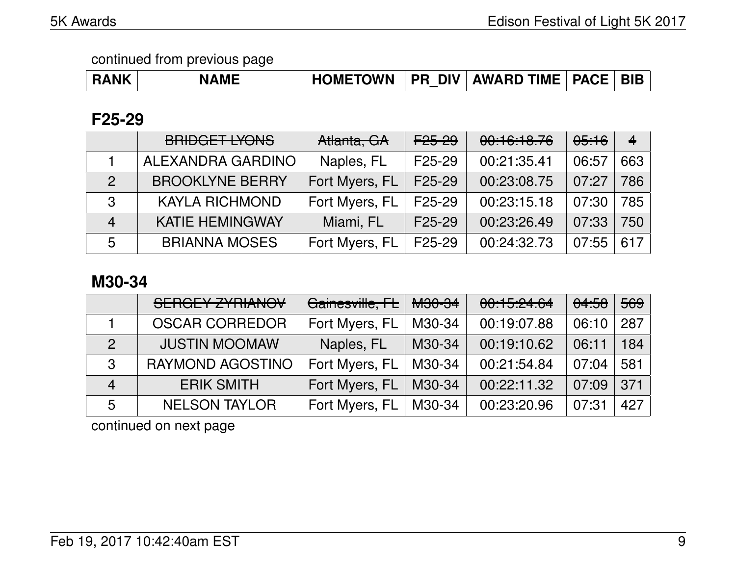continued from previous page

## F25-29

| RANK | NAME | HOMETOWN | PR_DIV | AWARD TIME | PACE | BIB |
|---|---|---|---|---|---|---|
| | ~~BRIDGET LYONS~~ | ~~Atlanta, GA~~ | ~~F25-29~~ | ~~00:16:18.76~~ | ~~05:16~~ | ~~4~~ |
| 1 | ALEXANDRA GARDINO | Naples, FL | F25-29 | 00:21:35.41 | 06:57 | 663 |
| 2 | BROOKLYNE BERRY | Fort Myers, FL | F25-29 | 00:23:08.75 | 07:27 | 786 |
| 3 | KAYLA RICHMOND | Fort Myers, FL | F25-29 | 00:23:15.18 | 07:30 | 785 |
| 4 | KATIE HEMINGWAY | Miami, FL | F25-29 | 00:23:26.49 | 07:33 | 750 |
| 5 | BRIANNA MOSES | Fort Myers, FL | F25-29 | 00:24:32.73 | 07:55 | 617 |

## M30-34

| RANK | NAME | HOMETOWN | PR_DIV | AWARD TIME | PACE | BIB |
|---|---|---|---|---|---|---|
| | ~~SERGEY ZYRIANOV~~ | ~~Gainesville, FL~~ | ~~M30-34~~ | ~~00:15:24.64~~ | ~~04:58~~ | ~~569~~ |
| 1 | OSCAR CORREDOR | Fort Myers, FL | M30-34 | 00:19:07.88 | 06:10 | 287 |
| 2 | JUSTIN MOOMAW | Naples, FL | M30-34 | 00:19:10.62 | 06:11 | 184 |
| 3 | RAYMOND AGOSTINO | Fort Myers, FL | M30-34 | 00:21:54.84 | 07:04 | 581 |
| 4 | ERIK SMITH | Fort Myers, FL | M30-34 | 00:22:11.32 | 07:09 | 371 |
| 5 | NELSON TAYLOR | Fort Myers, FL | M30-34 | 00:23:20.96 | 07:31 | 427 |

continued on next page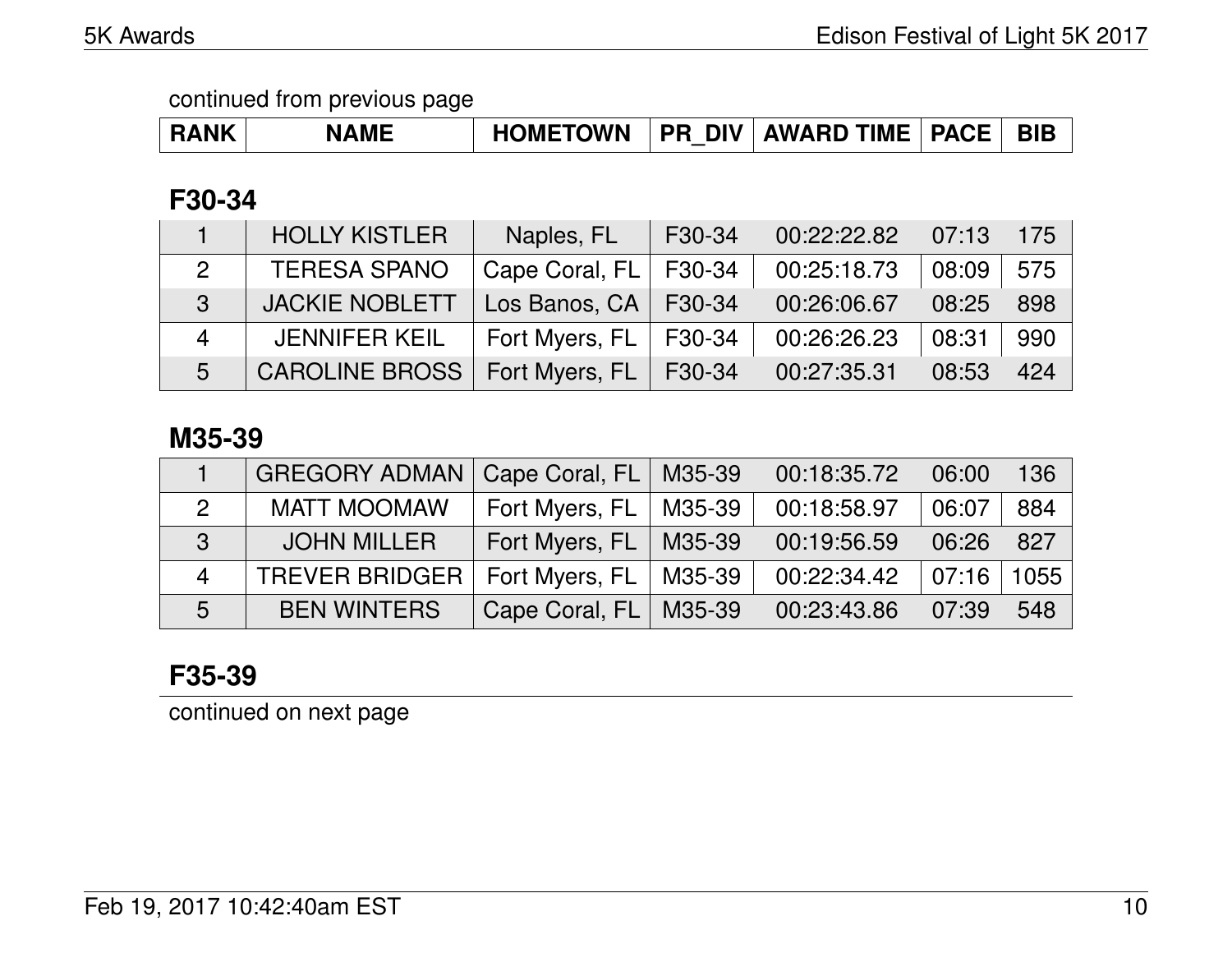continued from previous page

| RANK | NAME | HOMETOWN | PR_DIV | AWARD TIME | PACE | BIB |
|---|---|---|---|---|---|---|

## F30-34

| RANK | NAME | HOMETOWN | PR_DIV | AWARD TIME | PACE | BIB |
|---|---|---|---|---|---|---|
| 1 | HOLLY KISTLER | Naples, FL | F30-34 | 00:22:22.82 | 07:13 | 175 |
| 2 | TERESA SPANO | Cape Coral, FL | F30-34 | 00:25:18.73 | 08:09 | 575 |
| 3 | JACKIE NOBLETT | Los Banos, CA | F30-34 | 00:26:06.67 | 08:25 | 898 |
| 4 | JENNIFER KEIL | Fort Myers, FL | F30-34 | 00:26:26.23 | 08:31 | 990 |
| 5 | CAROLINE BROSS | Fort Myers, FL | F30-34 | 00:27:35.31 | 08:53 | 424 |

## M35-39

| RANK | NAME | HOMETOWN | PR_DIV | AWARD TIME | PACE | BIB |
|---|---|---|---|---|---|---|
| 1 | GREGORY ADMAN | Cape Coral, FL | M35-39 | 00:18:35.72 | 06:00 | 136 |
| 2 | MATT MOOMAW | Fort Myers, FL | M35-39 | 00:18:58.97 | 06:07 | 884 |
| 3 | JOHN MILLER | Fort Myers, FL | M35-39 | 00:19:56.59 | 06:26 | 827 |
| 4 | TREVER BRIDGER | Fort Myers, FL | M35-39 | 00:22:34.42 | 07:16 | 1055 |
| 5 | BEN WINTERS | Cape Coral, FL | M35-39 | 00:23:43.86 | 07:39 | 548 |

## F35-39

continued on next page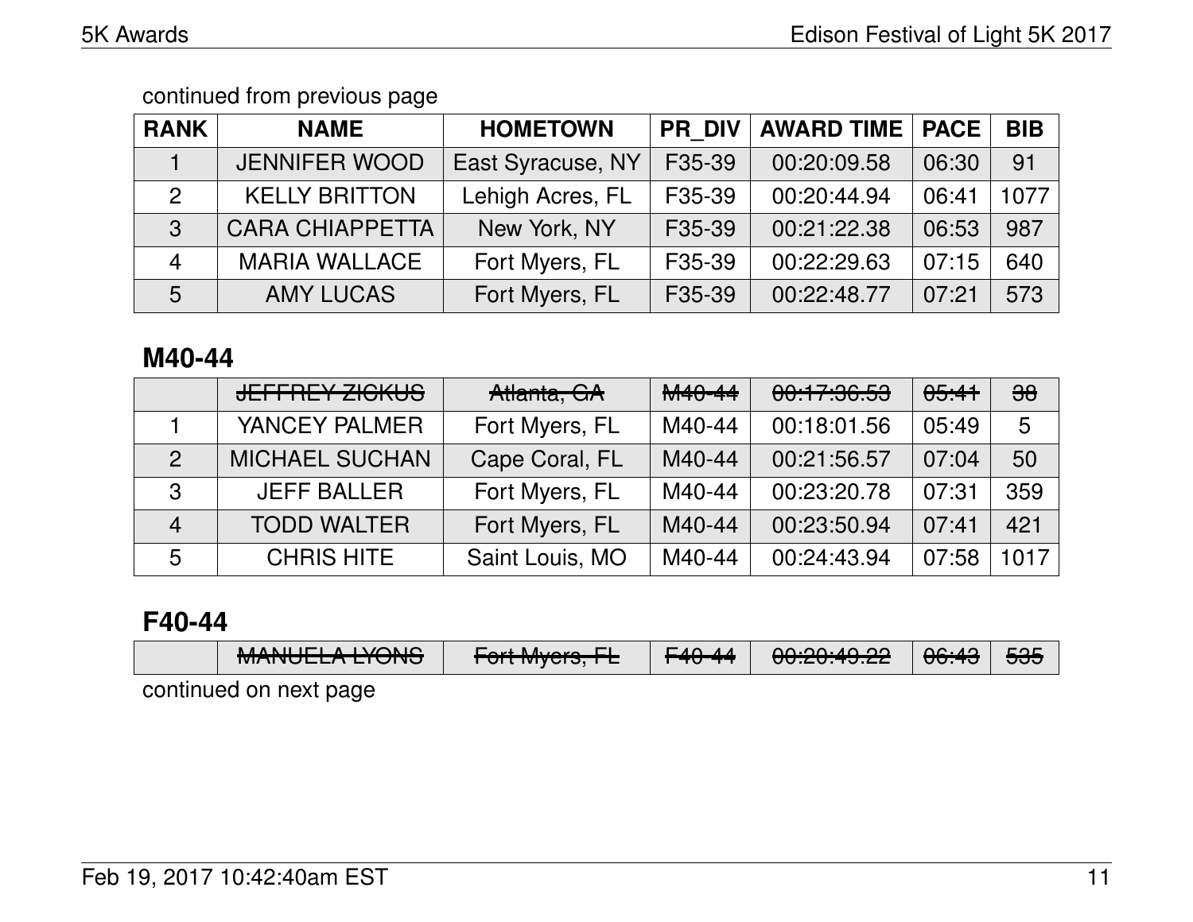continued from previous page

| RANK | NAME | HOMETOWN | PR_DIV | AWARD TIME | PACE | BIB |
|---|---|---|---|---|---|---|
| 1 | JENNIFER WOOD | East Syracuse, NY | F35-39 | 00:20:09.58 | 06:30 | 91 |
| 2 | KELLY BRITTON | Lehigh Acres, FL | F35-39 | 00:20:44.94 | 06:41 | 1077 |
| 3 | CARA CHIAPPETTA | New York, NY | F35-39 | 00:21:22.38 | 06:53 | 987 |
| 4 | MARIA WALLACE | Fort Myers, FL | F35-39 | 00:22:29.63 | 07:15 | 640 |
| 5 | AMY LUCAS | Fort Myers, FL | F35-39 | 00:22:48.77 | 07:21 | 573 |

## M40-44

| RANK | NAME | HOMETOWN | PR_DIV | AWARD TIME | PACE | BIB |
|---|---|---|---|---|---|---|
| | ~~JEFFREY ZICKUS~~ | ~~Atlanta, GA~~ | ~~M40-44~~ | ~~00:17:36.53~~ | ~~05:41~~ | ~~38~~ |
| 1 | YANCEY PALMER | Fort Myers, FL | M40-44 | 00:18:01.56 | 05:49 | 5 |
| 2 | MICHAEL SUCHAN | Cape Coral, FL | M40-44 | 00:21:56.57 | 07:04 | 50 |
| 3 | JEFF BALLER | Fort Myers, FL | M40-44 | 00:23:20.78 | 07:31 | 359 |
| 4 | TODD WALTER | Fort Myers, FL | M40-44 | 00:23:50.94 | 07:41 | 421 |
| 5 | CHRIS HITE | Saint Louis, MO | M40-44 | 00:24:43.94 | 07:58 | 1017 |

## F40-44

| RANK | NAME | HOMETOWN | PR_DIV | AWARD TIME | PACE | BIB |
|---|---|---|---|---|---|---|
| | ~~MANUELA LYONS~~ | ~~Fort Myers, FL~~ | ~~F40-44~~ | ~~00:20:49.22~~ | ~~06:43~~ | ~~535~~ |

continued on next page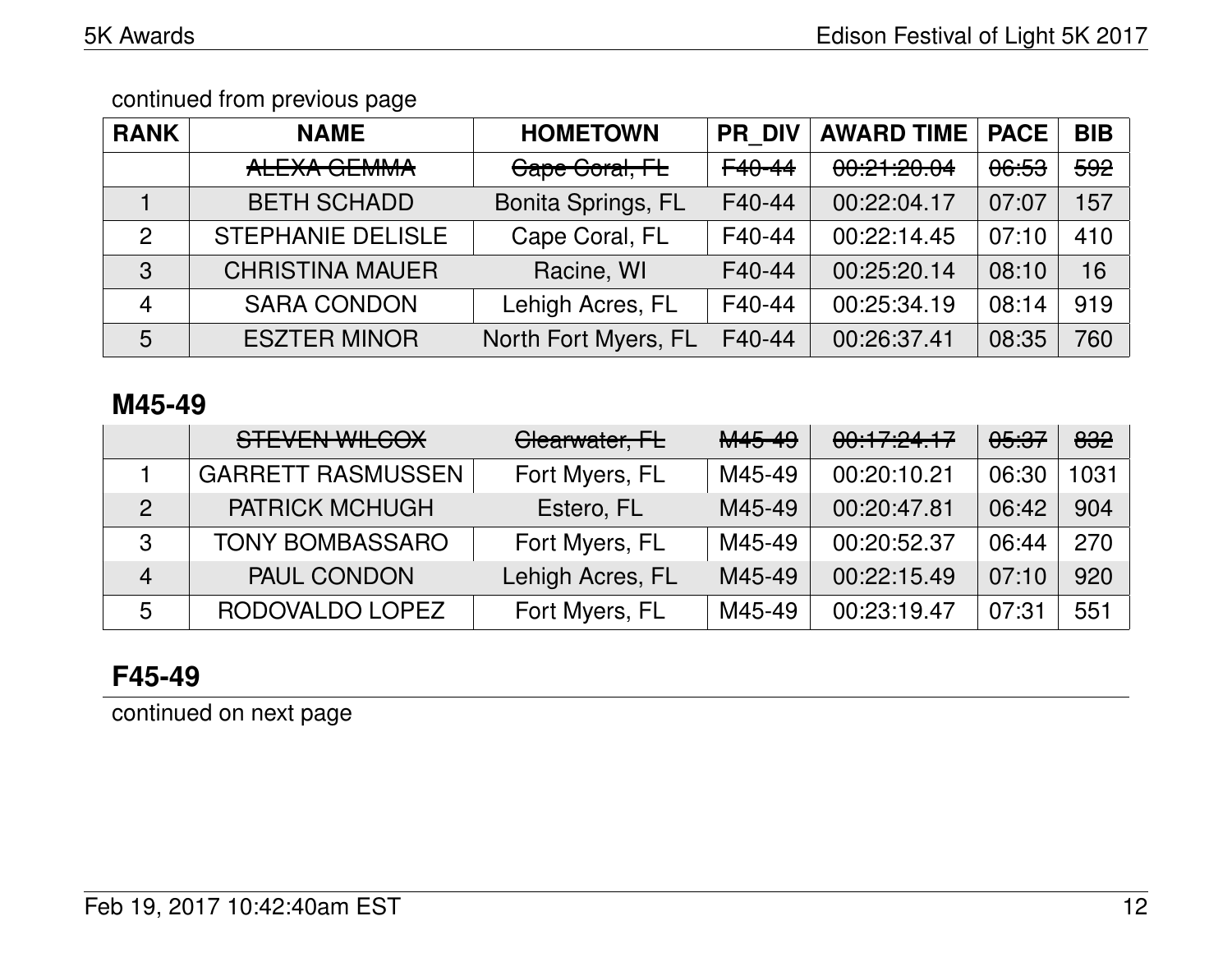continued from previous page

| RANK | NAME | HOMETOWN | PR_DIV | AWARD TIME | PACE | BIB |
|---|---|---|---|---|---|---|
| | ~~ALEXA GEMMA~~ | ~~Cape Coral, FL~~ | ~~F40-44~~ | ~~00:21:20.04~~ | ~~06:53~~ | ~~592~~ |
| 1 | BETH SCHADD | Bonita Springs, FL | F40-44 | 00:22:04.17 | 07:07 | 157 |
| 2 | STEPHANIE DELISLE | Cape Coral, FL | F40-44 | 00:22:14.45 | 07:10 | 410 |
| 3 | CHRISTINA MAUER | Racine, WI | F40-44 | 00:25:20.14 | 08:10 | 16 |
| 4 | SARA CONDON | Lehigh Acres, FL | F40-44 | 00:25:34.19 | 08:14 | 919 |
| 5 | ESZTER MINOR | North Fort Myers, FL | F40-44 | 00:26:37.41 | 08:35 | 760 |

## M45-49

| RANK | NAME | HOMETOWN | PR_DIV | AWARD TIME | PACE | BIB |
|---|---|---|---|---|---|---|
| | ~~STEVEN WILCOX~~ | ~~Clearwater, FL~~ | ~~M45-49~~ | ~~00:17:24.17~~ | ~~05:37~~ | ~~832~~ |
| 1 | GARRETT RASMUSSEN | Fort Myers, FL | M45-49 | 00:20:10.21 | 06:30 | 1031 |
| 2 | PATRICK MCHUGH | Estero, FL | M45-49 | 00:20:47.81 | 06:42 | 904 |
| 3 | TONY BOMBASSARO | Fort Myers, FL | M45-49 | 00:20:52.37 | 06:44 | 270 |
| 4 | PAUL CONDON | Lehigh Acres, FL | M45-49 | 00:22:15.49 | 07:10 | 920 |
| 5 | RODOVALDO LOPEZ | Fort Myers, FL | M45-49 | 00:23:19.47 | 07:31 | 551 |

## F45-49

continued on next page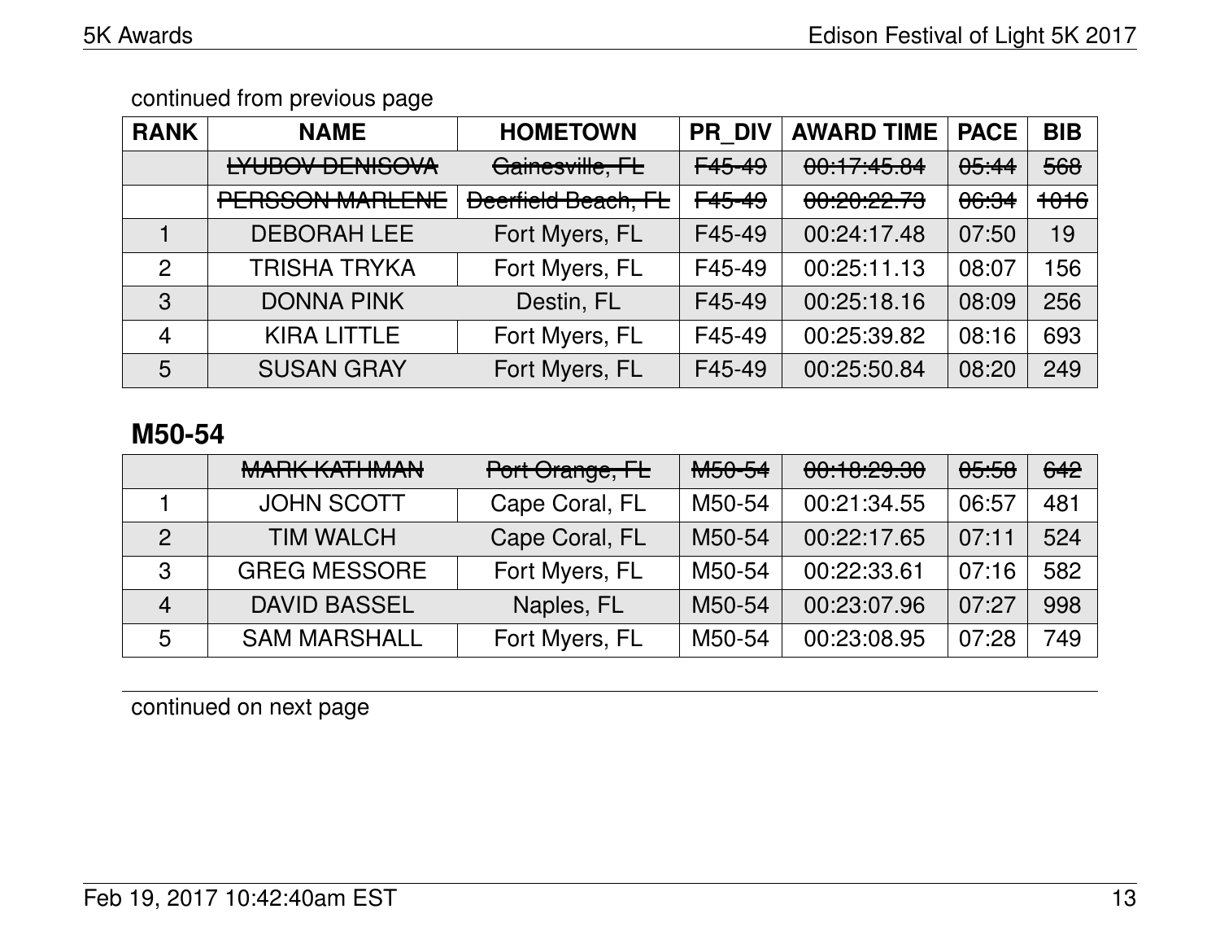continued from previous page

| RANK | NAME | HOMETOWN | PR_DIV | AWARD TIME | PACE | BIB |
|---|---|---|---|---|---|---|
| | ~~LYUBOV DENISOVA~~ | ~~Gainesville, FL~~ | ~~F45-49~~ | ~~00:17:45.84~~ | ~~05:44~~ | ~~568~~ |
| | ~~PERSSON MARLENE~~ | ~~Deerfield Beach, FL~~ | ~~F45-49~~ | ~~00:20:22.73~~ | ~~06:34~~ | ~~1016~~ |
| 1 | DEBORAH LEE | Fort Myers, FL | F45-49 | 00:24:17.48 | 07:50 | 19 |
| 2 | TRISHA TRYKA | Fort Myers, FL | F45-49 | 00:25:11.13 | 08:07 | 156 |
| 3 | DONNA PINK | Destin, FL | F45-49 | 00:25:18.16 | 08:09 | 256 |
| 4 | KIRA LITTLE | Fort Myers, FL | F45-49 | 00:25:39.82 | 08:16 | 693 |
| 5 | SUSAN GRAY | Fort Myers, FL | F45-49 | 00:25:50.84 | 08:20 | 249 |

## M50-54

| RANK | NAME | HOMETOWN | PR_DIV | AWARD TIME | PACE | BIB |
|---|---|---|---|---|---|---|
| | ~~MARK KATHMAN~~ | ~~Port Orange, FL~~ | ~~M50-54~~ | ~~00:18:29.30~~ | ~~05:58~~ | ~~642~~ |
| 1 | JOHN SCOTT | Cape Coral, FL | M50-54 | 00:21:34.55 | 06:57 | 481 |
| 2 | TIM WALCH | Cape Coral, FL | M50-54 | 00:22:17.65 | 07:11 | 524 |
| 3 | GREG MESSORE | Fort Myers, FL | M50-54 | 00:22:33.61 | 07:16 | 582 |
| 4 | DAVID BASSEL | Naples, FL | M50-54 | 00:23:07.96 | 07:27 | 998 |
| 5 | SAM MARSHALL | Fort Myers, FL | M50-54 | 00:23:08.95 | 07:28 | 749 |

continued on next page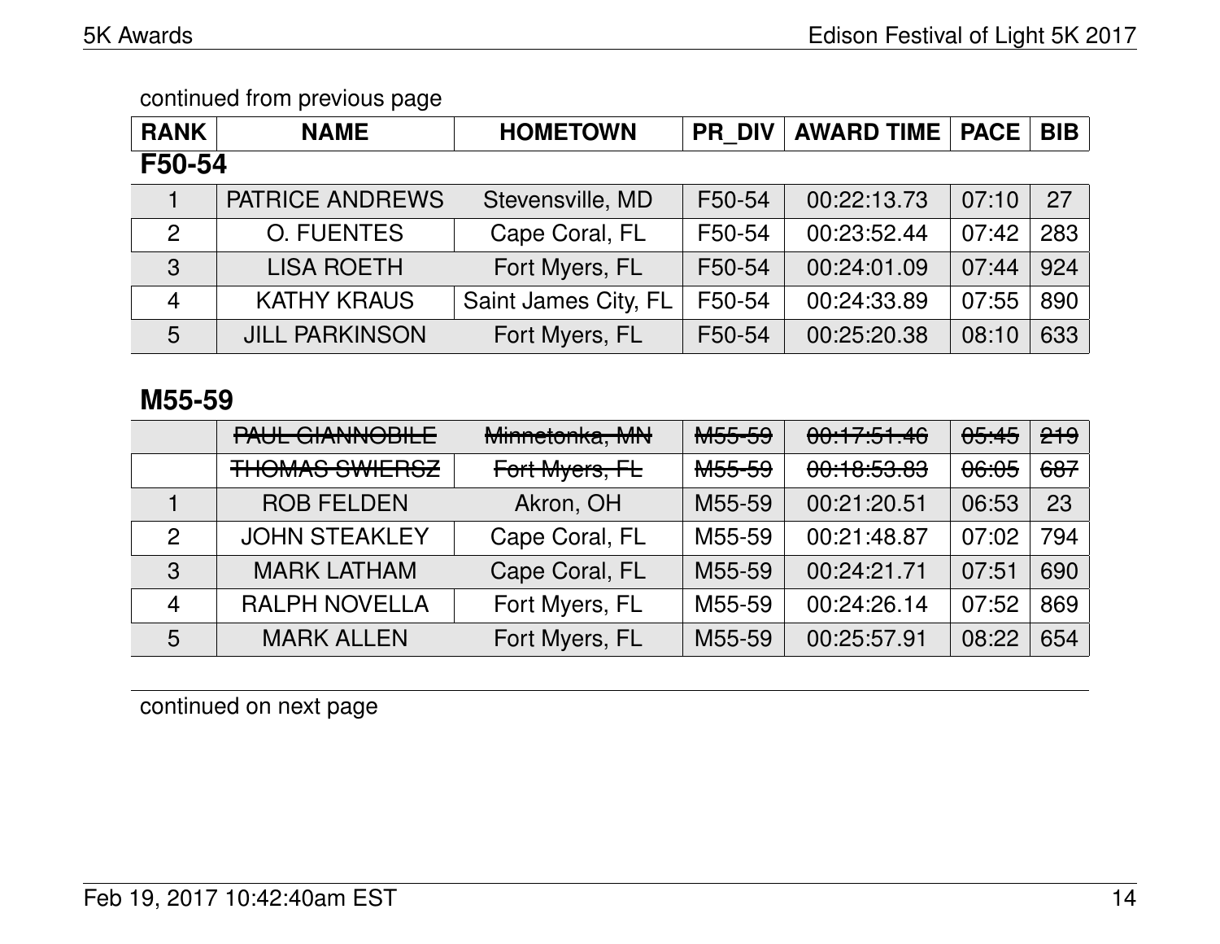continued from previous page

| RANK | NAME | HOMETOWN | PR_DIV | AWARD TIME | PACE | BIB |
|---|---|---|---|---|---|---|

## F50-54

| RANK | NAME | HOMETOWN | PR_DIV | AWARD TIME | PACE | BIB |
|---|---|---|---|---|---|---|
| 1 | PATRICE ANDREWS | Stevensville, MD | F50-54 | 00:22:13.73 | 07:10 | 27 |
| 2 | O. FUENTES | Cape Coral, FL | F50-54 | 00:23:52.44 | 07:42 | 283 |
| 3 | LISA ROETH | Fort Myers, FL | F50-54 | 00:24:01.09 | 07:44 | 924 |
| 4 | KATHY KRAUS | Saint James City, FL | F50-54 | 00:24:33.89 | 07:55 | 890 |
| 5 | JILL PARKINSON | Fort Myers, FL | F50-54 | 00:25:20.38 | 08:10 | 633 |

## M55-59

| RANK | NAME | HOMETOWN | PR_DIV | AWARD TIME | PACE | BIB |
|---|---|---|---|---|---|---|
| | ~~PAUL GIANNOBILE~~ | ~~Minnetonka, MN~~ | ~~M55-59~~ | ~~00:17:51.46~~ | ~~05:45~~ | ~~219~~ |
| | ~~THOMAS SWIERSZ~~ | ~~Fort Myers, FL~~ | ~~M55-59~~ | ~~00:18:53.83~~ | ~~06:05~~ | ~~687~~ |
| 1 | ROB FELDEN | Akron, OH | M55-59 | 00:21:20.51 | 06:53 | 23 |
| 2 | JOHN STEAKLEY | Cape Coral, FL | M55-59 | 00:21:48.87 | 07:02 | 794 |
| 3 | MARK LATHAM | Cape Coral, FL | M55-59 | 00:24:21.71 | 07:51 | 690 |
| 4 | RALPH NOVELLA | Fort Myers, FL | M55-59 | 00:24:26.14 | 07:52 | 869 |
| 5 | MARK ALLEN | Fort Myers, FL | M55-59 | 00:25:57.91 | 08:22 | 654 |

continued on next page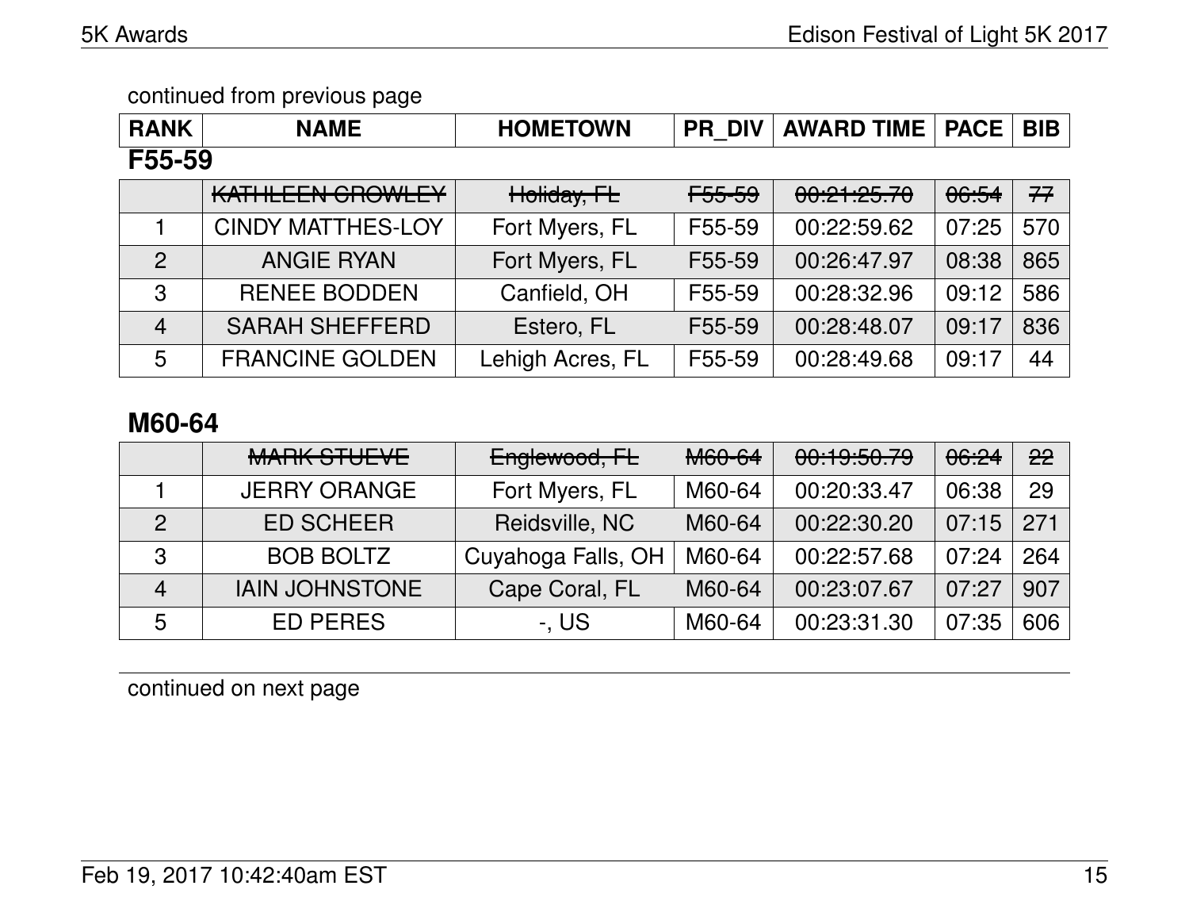continued from previous page

| RANK | NAME | HOMETOWN | PR_DIV | AWARD TIME | PACE | BIB |
|---|---|---|---|---|---|---|

## F55-59

| RANK | NAME | HOMETOWN | PR_DIV | AWARD TIME | PACE | BIB |
|---|---|---|---|---|---|---|
| | ~~KATHLEEN CROWLEY~~ | ~~Holiday, FL~~ | ~~F55-59~~ | ~~00:21:25.70~~ | ~~06:54~~ | ~~77~~ |
| 1 | CINDY MATTHES-LOY | Fort Myers, FL | F55-59 | 00:22:59.62 | 07:25 | 570 |
| 2 | ANGIE RYAN | Fort Myers, FL | F55-59 | 00:26:47.97 | 08:38 | 865 |
| 3 | RENEE BODDEN | Canfield, OH | F55-59 | 00:28:32.96 | 09:12 | 586 |
| 4 | SARAH SHEFFERD | Estero, FL | F55-59 | 00:28:48.07 | 09:17 | 836 |
| 5 | FRANCINE GOLDEN | Lehigh Acres, FL | F55-59 | 00:28:49.68 | 09:17 | 44 |

## M60-64

| RANK | NAME | HOMETOWN | PR_DIV | AWARD TIME | PACE | BIB |
|---|---|---|---|---|---|---|
| | ~~MARK STUEVE~~ | ~~Englewood, FL~~ | ~~M60-64~~ | ~~00:19:50.79~~ | ~~06:24~~ | ~~22~~ |
| 1 | JERRY ORANGE | Fort Myers, FL | M60-64 | 00:20:33.47 | 06:38 | 29 |
| 2 | ED SCHEER | Reidsville, NC | M60-64 | 00:22:30.20 | 07:15 | 271 |
| 3 | BOB BOLTZ | Cuyahoga Falls, OH | M60-64 | 00:22:57.68 | 07:24 | 264 |
| 4 | IAIN JOHNSTONE | Cape Coral, FL | M60-64 | 00:23:07.67 | 07:27 | 907 |
| 5 | ED PERES | -, US | M60-64 | 00:23:31.30 | 07:35 | 606 |

continued on next page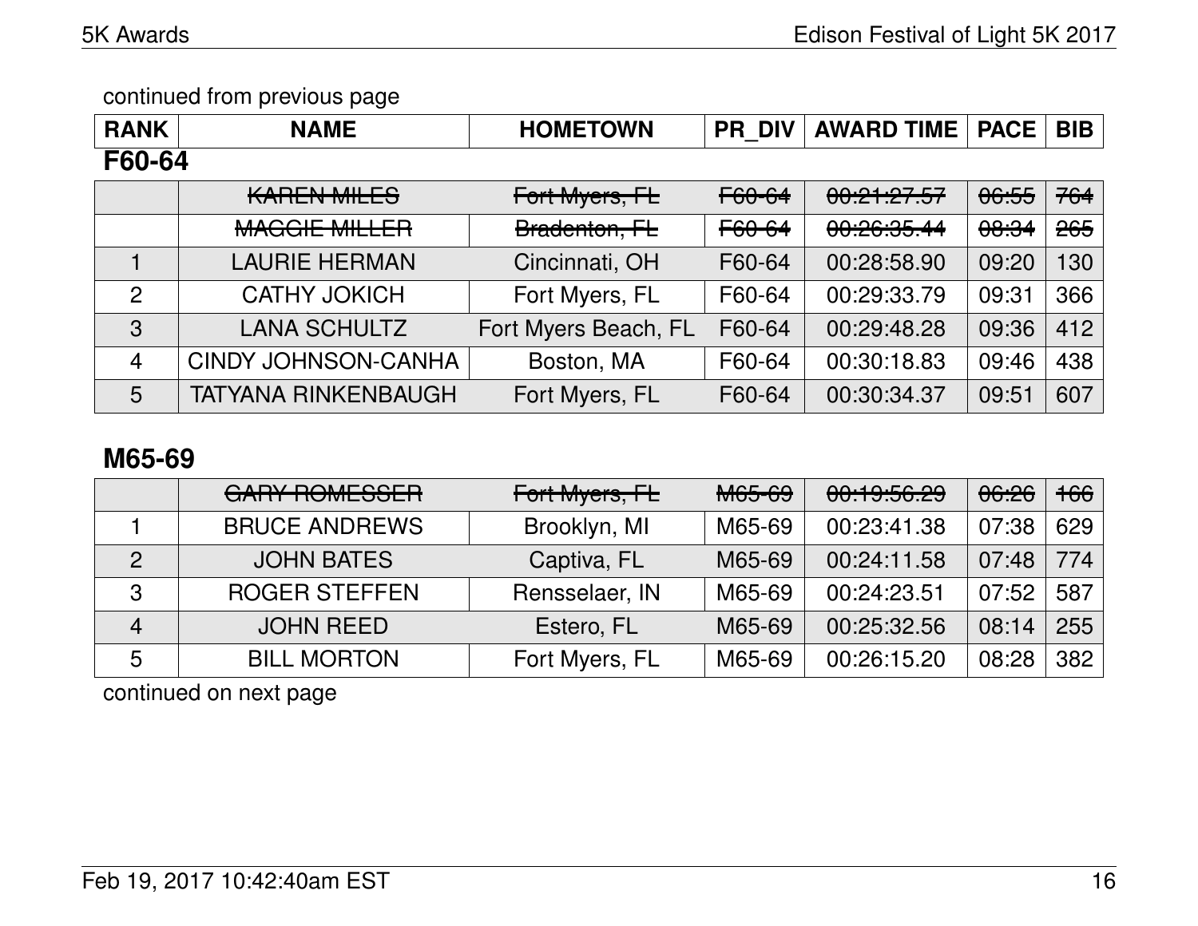continued from previous page

| RANK | NAME | HOMETOWN | PR_DIV | AWARD TIME | PACE | BIB |
|---|---|---|---|---|---|---|

## F60-64

| RANK | NAME | HOMETOWN | PR_DIV | AWARD TIME | PACE | BIB |
|---|---|---|---|---|---|---|
| | ~~KAREN MILES~~ | ~~Fort Myers, FL~~ | ~~F60-64~~ | ~~00:21:27.57~~ | ~~06:55~~ | ~~764~~ |
| | ~~MAGGIE MILLER~~ | ~~Bradenton, FL~~ | ~~F60-64~~ | ~~00:26:35.44~~ | ~~08:34~~ | ~~265~~ |
| 1 | LAURIE HERMAN | Cincinnati, OH | F60-64 | 00:28:58.90 | 09:20 | 130 |
| 2 | CATHY JOKICH | Fort Myers, FL | F60-64 | 00:29:33.79 | 09:31 | 366 |
| 3 | LANA SCHULTZ | Fort Myers Beach, FL | F60-64 | 00:29:48.28 | 09:36 | 412 |
| 4 | CINDY JOHNSON-CANHA | Boston, MA | F60-64 | 00:30:18.83 | 09:46 | 438 |
| 5 | TATYANA RINKENBAUGH | Fort Myers, FL | F60-64 | 00:30:34.37 | 09:51 | 607 |

## M65-69

| RANK | NAME | HOMETOWN | PR_DIV | AWARD TIME | PACE | BIB |
|---|---|---|---|---|---|---|
| | ~~GARY ROMESSER~~ | ~~Fort Myers, FL~~ | ~~M65-69~~ | ~~00:19:56.29~~ | ~~06:26~~ | ~~166~~ |
| 1 | BRUCE ANDREWS | Brooklyn, MI | M65-69 | 00:23:41.38 | 07:38 | 629 |
| 2 | JOHN BATES | Captiva, FL | M65-69 | 00:24:11.58 | 07:48 | 774 |
| 3 | ROGER STEFFEN | Rensselaer, IN | M65-69 | 00:24:23.51 | 07:52 | 587 |
| 4 | JOHN REED | Estero, FL | M65-69 | 00:25:32.56 | 08:14 | 255 |
| 5 | BILL MORTON | Fort Myers, FL | M65-69 | 00:26:15.20 | 08:28 | 382 |

continued on next page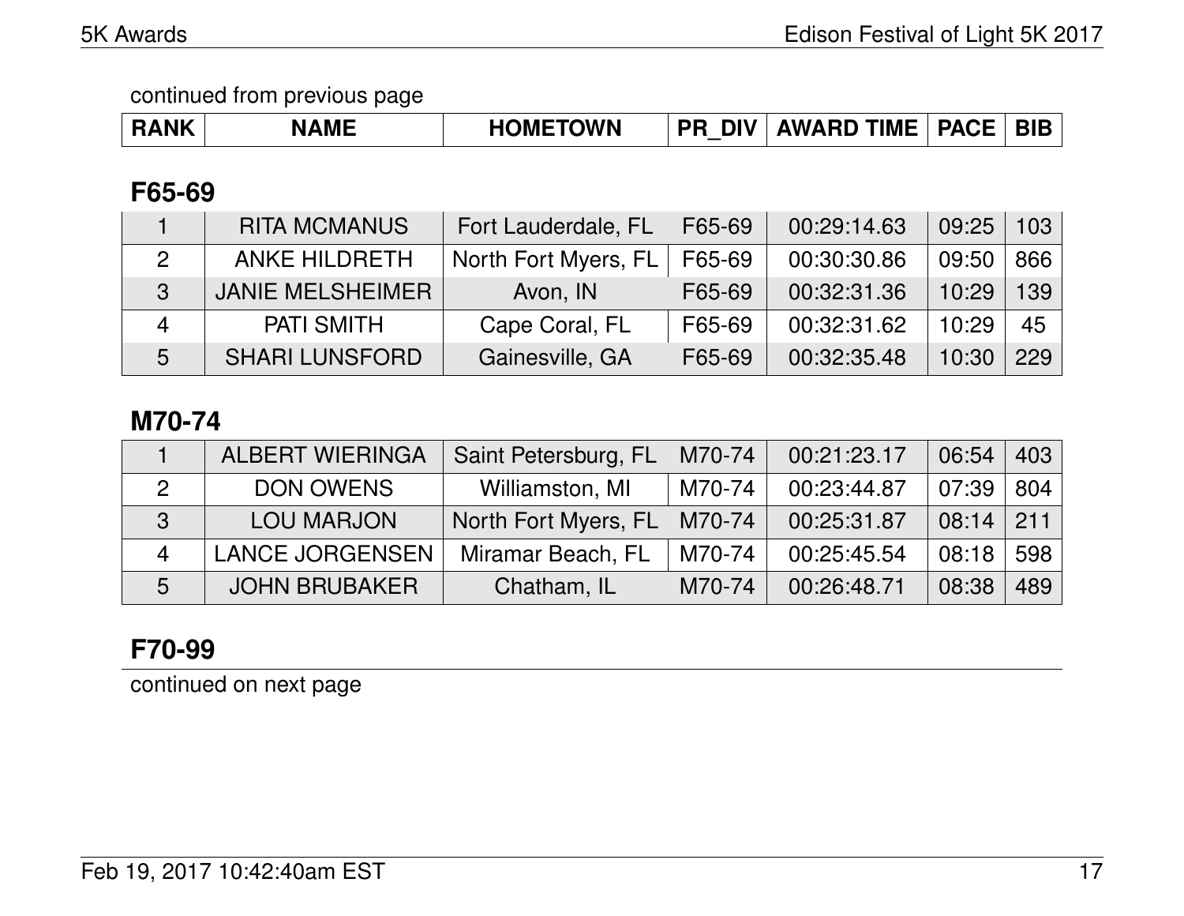continued from previous page

| RANK | NAME | HOMETOWN | PR_DIV | AWARD TIME | PACE | BIB |
|---|---|---|---|---|---|---|

## F65-69

| RANK | NAME | HOMETOWN | PR_DIV | AWARD TIME | PACE | BIB |
|---|---|---|---|---|---|---|
| 1 | RITA MCMANUS | Fort Lauderdale, FL | F65-69 | 00:29:14.63 | 09:25 | 103 |
| 2 | ANKE HILDRETH | North Fort Myers, FL | F65-69 | 00:30:30.86 | 09:50 | 866 |
| 3 | JANIE MELSHEIMER | Avon, IN | F65-69 | 00:32:31.36 | 10:29 | 139 |
| 4 | PATI SMITH | Cape Coral, FL | F65-69 | 00:32:31.62 | 10:29 | 45 |
| 5 | SHARI LUNSFORD | Gainesville, GA | F65-69 | 00:32:35.48 | 10:30 | 229 |

## M70-74

| RANK | NAME | HOMETOWN | PR_DIV | AWARD TIME | PACE | BIB |
|---|---|---|---|---|---|---|
| 1 | ALBERT WIERINGA | Saint Petersburg, FL | M70-74 | 00:21:23.17 | 06:54 | 403 |
| 2 | DON OWENS | Williamston, MI | M70-74 | 00:23:44.87 | 07:39 | 804 |
| 3 | LOU MARJON | North Fort Myers, FL | M70-74 | 00:25:31.87 | 08:14 | 211 |
| 4 | LANCE JORGENSEN | Miramar Beach, FL | M70-74 | 00:25:45.54 | 08:18 | 598 |
| 5 | JOHN BRUBAKER | Chatham, IL | M70-74 | 00:26:48.71 | 08:38 | 489 |

## F70-99

continued on next page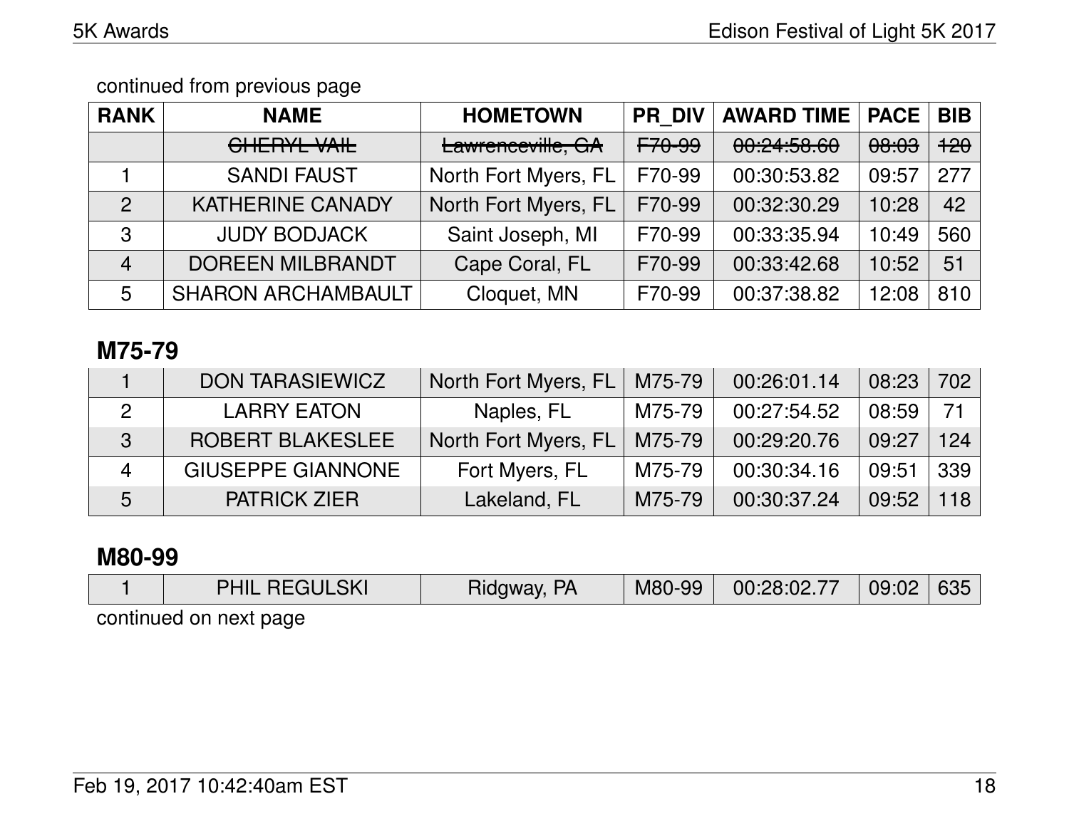continued from previous page

| RANK | NAME | HOMETOWN | PR_DIV | AWARD TIME | PACE | BIB |
|---|---|---|---|---|---|---|
| | ~~CHERYL VAIL~~ | ~~Lawrenceville, GA~~ | ~~F70-99~~ | ~~00:24:58.60~~ | ~~08:03~~ | ~~120~~ |
| 1 | SANDI FAUST | North Fort Myers, FL | F70-99 | 00:30:53.82 | 09:57 | 277 |
| 2 | KATHERINE CANADY | North Fort Myers, FL | F70-99 | 00:32:30.29 | 10:28 | 42 |
| 3 | JUDY BODJACK | Saint Joseph, MI | F70-99 | 00:33:35.94 | 10:49 | 560 |
| 4 | DOREEN MILBRANDT | Cape Coral, FL | F70-99 | 00:33:42.68 | 10:52 | 51 |
| 5 | SHARON ARCHAMBAULT | Cloquet, MN | F70-99 | 00:37:38.82 | 12:08 | 810 |

## M75-79

| RANK | NAME | HOMETOWN | PR_DIV | AWARD TIME | PACE | BIB |
|---|---|---|---|---|---|---|
| 1 | DON TARASIEWICZ | North Fort Myers, FL | M75-79 | 00:26:01.14 | 08:23 | 702 |
| 2 | LARRY EATON | Naples, FL | M75-79 | 00:27:54.52 | 08:59 | 71 |
| 3 | ROBERT BLAKESLEE | North Fort Myers, FL | M75-79 | 00:29:20.76 | 09:27 | 124 |
| 4 | GIUSEPPE GIANNONE | Fort Myers, FL | M75-79 | 00:30:34.16 | 09:51 | 339 |
| 5 | PATRICK ZIER | Lakeland, FL | M75-79 | 00:30:37.24 | 09:52 | 118 |

## M80-99

| RANK | NAME | HOMETOWN | PR_DIV | AWARD TIME | PACE | BIB |
|---|---|---|---|---|---|---|
| 1 | PHIL REGULSKI | Ridgway, PA | M80-99 | 00:28:02.77 | 09:02 | 635 |

continued on next page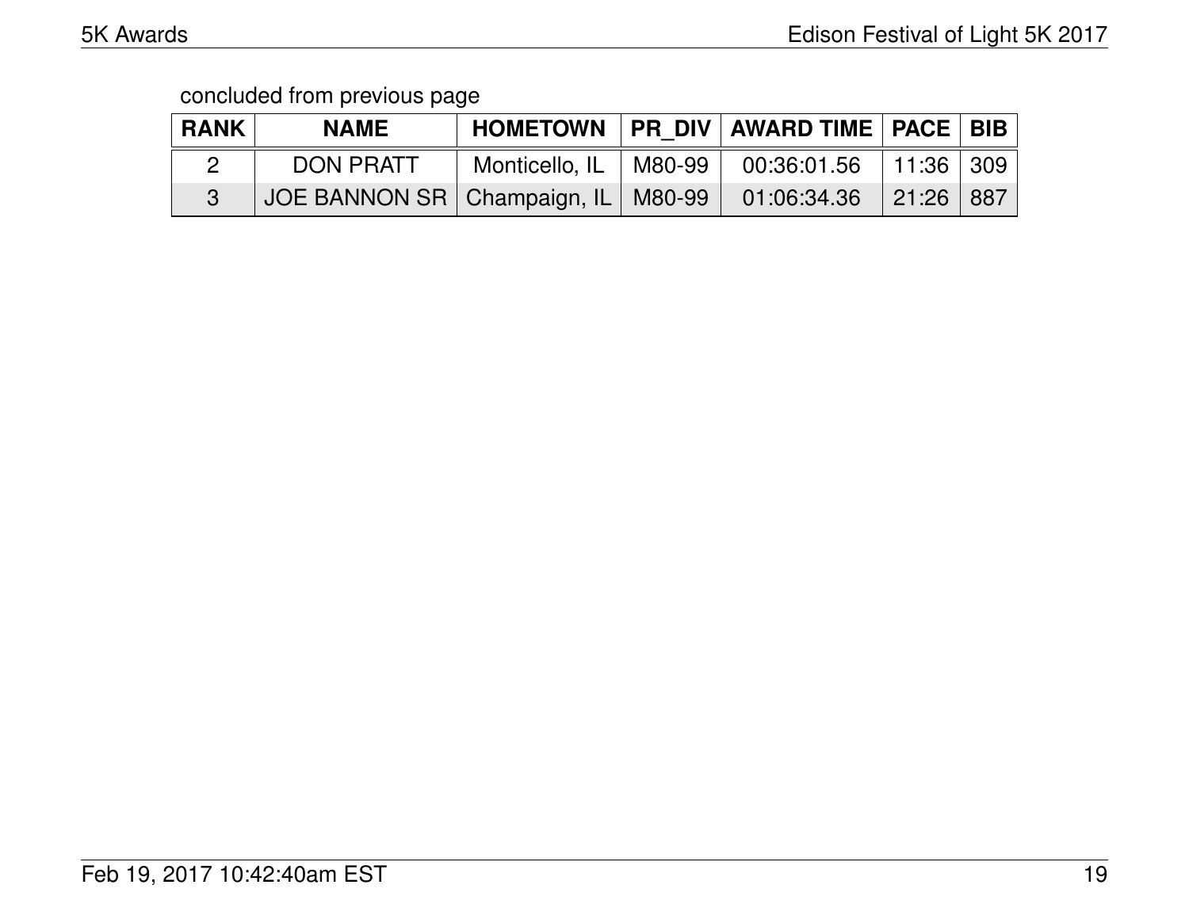concluded from previous page

| RANK | NAME | HOMETOWN | PR_DIV | AWARD TIME | PACE | BIB |
|---|---|---|---|---|---|---|
| 2 | DON PRATT | Monticello, IL | M80-99 | 00:36:01.56 | 11:36 | 309 |
| 3 | JOE BANNON SR | Champaign, IL | M80-99 | 01:06:34.36 | 21:26 | 887 |